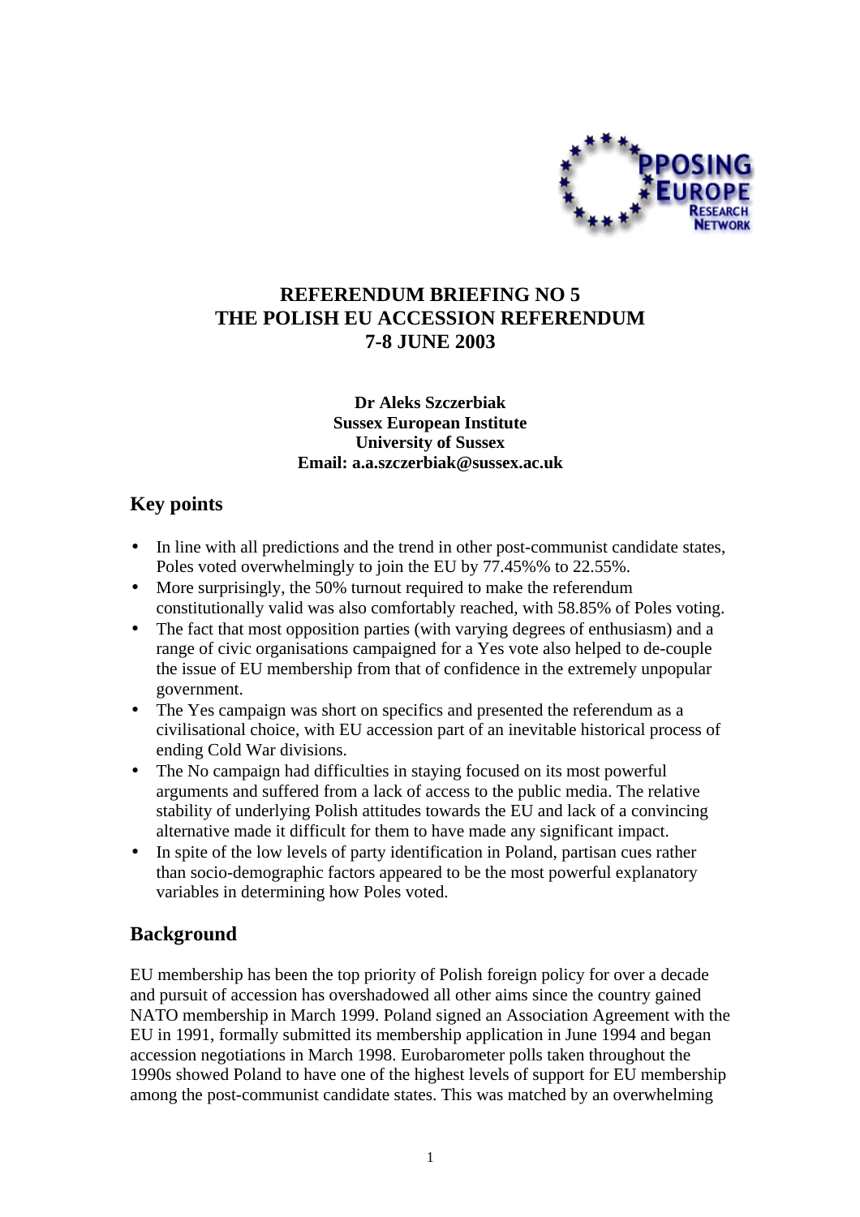# REFERENDUM BRIEFING NO 5
# THE POLISH EU ACCESSION REFERENDUM
# 7-8 JUNE 2003

**Dr Aleks Szczerbiak**
**Sussex European Institute**
**University of Sussex**
**Email: a.a.szczerbiak@sussex.ac.uk**

## Key points

- In line with all predictions and the trend in other post-communist candidate states, Poles voted overwhelmingly to join the EU by 77.45%% to 22.55%.
- More surprisingly, the 50% turnout required to make the referendum constitutionally valid was also comfortably reached, with 58.85% of Poles voting.
- The fact that most opposition parties (with varying degrees of enthusiasm) and a range of civic organisations campaigned for a Yes vote also helped to de-couple the issue of EU membership from that of confidence in the extremely unpopular government.
- The Yes campaign was short on specifics and presented the referendum as a civilisational choice, with EU accession part of an inevitable historical process of ending Cold War divisions.
- The No campaign had difficulties in staying focused on its most powerful arguments and suffered from a lack of access to the public media. The relative stability of underlying Polish attitudes towards the EU and lack of a convincing alternative made it difficult for them to have made any significant impact.
- In spite of the low levels of party identification in Poland, partisan cues rather than socio-demographic factors appeared to be the most powerful explanatory variables in determining how Poles voted.

## Background

EU membership has been the top priority of Polish foreign policy for over a decade and pursuit of accession has overshadowed all other aims since the country gained NATO membership in March 1999. Poland signed an Association Agreement with the EU in 1991, formally submitted its membership application in June 1994 and began accession negotiations in March 1998. Eurobarometer polls taken throughout the 1990s showed Poland to have one of the highest levels of support for EU membership among the post-communist candidate states. This was matched by an overwhelming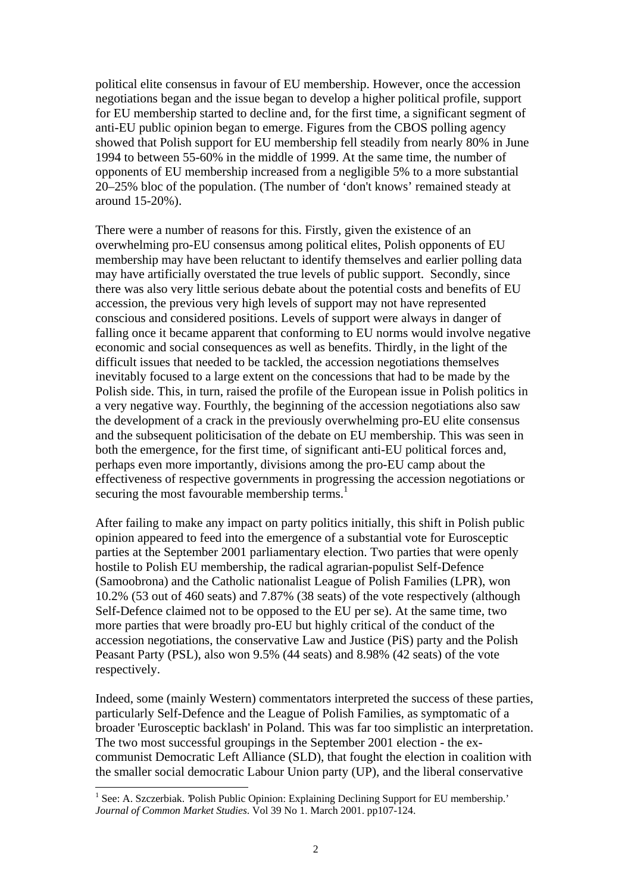political elite consensus in favour of EU membership. However, once the accession negotiations began and the issue began to develop a higher political profile, support for EU membership started to decline and, for the first time, a significant segment of anti-EU public opinion began to emerge. Figures from the CBOS polling agency showed that Polish support for EU membership fell steadily from nearly 80% in June 1994 to between 55-60% in the middle of 1999. At the same time, the number of opponents of EU membership increased from a negligible 5% to a more substantial 20–25% bloc of the population. (The number of 'don't knows' remained steady at around 15-20%).

There were a number of reasons for this. Firstly, given the existence of an overwhelming pro-EU consensus among political elites, Polish opponents of EU membership may have been reluctant to identify themselves and earlier polling data may have artificially overstated the true levels of public support. Secondly, since there was also very little serious debate about the potential costs and benefits of EU accession, the previous very high levels of support may not have represented conscious and considered positions. Levels of support were always in danger of falling once it became apparent that conforming to EU norms would involve negative economic and social consequences as well as benefits. Thirdly, in the light of the difficult issues that needed to be tackled, the accession negotiations themselves inevitably focused to a large extent on the concessions that had to be made by the Polish side. This, in turn, raised the profile of the European issue in Polish politics in a very negative way. Fourthly, the beginning of the accession negotiations also saw the development of a crack in the previously overwhelming pro-EU elite consensus and the subsequent politicisation of the debate on EU membership. This was seen in both the emergence, for the first time, of significant anti-EU political forces and, perhaps even more importantly, divisions among the pro-EU camp about the effectiveness of respective governments in progressing the accession negotiations or securing the most favourable membership terms.[1]

After failing to make any impact on party politics initially, this shift in Polish public opinion appeared to feed into the emergence of a substantial vote for Eurosceptic parties at the September 2001 parliamentary election. Two parties that were openly hostile to Polish EU membership, the radical agrarian-populist Self-Defence (Samoobrona) and the Catholic nationalist League of Polish Families (LPR), won 10.2% (53 out of 460 seats) and 7.87% (38 seats) of the vote respectively (although Self-Defence claimed not to be opposed to the EU per se). At the same time, two more parties that were broadly pro-EU but highly critical of the conduct of the accession negotiations, the conservative Law and Justice (PiS) party and the Polish Peasant Party (PSL), also won 9.5% (44 seats) and 8.98% (42 seats) of the vote respectively.

Indeed, some (mainly Western) commentators interpreted the success of these parties, particularly Self-Defence and the League of Polish Families, as symptomatic of a broader 'Eurosceptic backlash' in Poland. This was far too simplistic an interpretation. The two most successful groupings in the September 2001 election - the ex-communist Democratic Left Alliance (SLD), that fought the election in coalition with the smaller social democratic Labour Union party (UP), and the liberal conservative

---

[1] See: A. Szczerbiak. 'Polish Public Opinion: Explaining Declining Support for EU membership.' *Journal of Common Market Studies*. Vol 39 No 1. March 2001. pp107-124.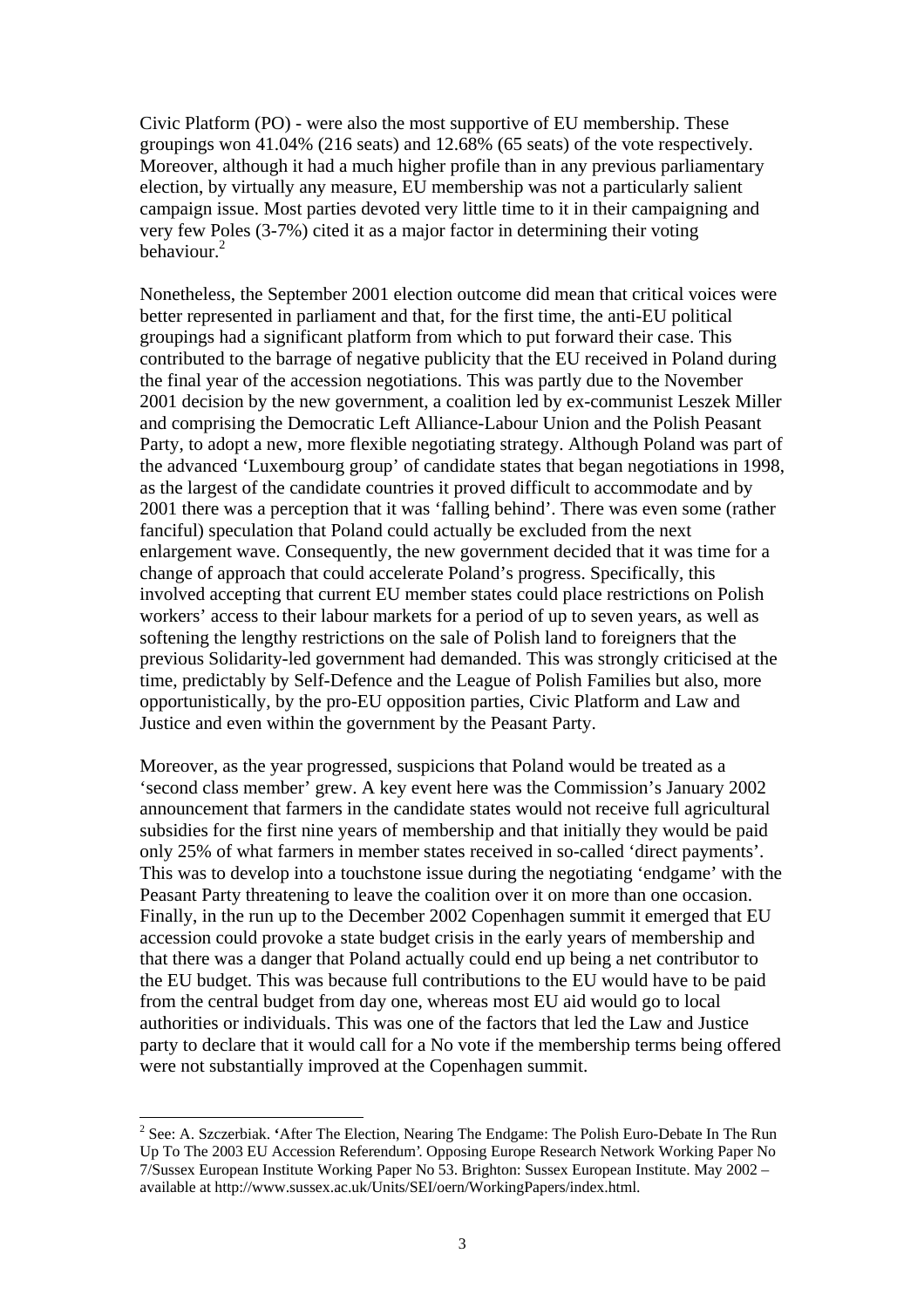Civic Platform (PO) - were also the most supportive of EU membership. These groupings won 41.04% (216 seats) and 12.68% (65 seats) of the vote respectively. Moreover, although it had a much higher profile than in any previous parliamentary election, by virtually any measure, EU membership was not a particularly salient campaign issue. Most parties devoted very little time to it in their campaigning and very few Poles (3-7%) cited it as a major factor in determining their voting behaviour.[2]

Nonetheless, the September 2001 election outcome did mean that critical voices were better represented in parliament and that, for the first time, the anti-EU political groupings had a significant platform from which to put forward their case. This contributed to the barrage of negative publicity that the EU received in Poland during the final year of the accession negotiations. This was partly due to the November 2001 decision by the new government, a coalition led by ex-communist Leszek Miller and comprising the Democratic Left Alliance-Labour Union and the Polish Peasant Party, to adopt a new, more flexible negotiating strategy. Although Poland was part of the advanced 'Luxembourg group' of candidate states that began negotiations in 1998, as the largest of the candidate countries it proved difficult to accommodate and by 2001 there was a perception that it was 'falling behind'. There was even some (rather fanciful) speculation that Poland could actually be excluded from the next enlargement wave. Consequently, the new government decided that it was time for a change of approach that could accelerate Poland's progress. Specifically, this involved accepting that current EU member states could place restrictions on Polish workers' access to their labour markets for a period of up to seven years, as well as softening the lengthy restrictions on the sale of Polish land to foreigners that the previous Solidarity-led government had demanded. This was strongly criticised at the time, predictably by Self-Defence and the League of Polish Families but also, more opportunistically, by the pro-EU opposition parties, Civic Platform and Law and Justice and even within the government by the Peasant Party.

Moreover, as the year progressed, suspicions that Poland would be treated as a 'second class member' grew. A key event here was the Commission's January 2002 announcement that farmers in the candidate states would not receive full agricultural subsidies for the first nine years of membership and that initially they would be paid only 25% of what farmers in member states received in so-called 'direct payments'. This was to develop into a touchstone issue during the negotiating 'endgame' with the Peasant Party threatening to leave the coalition over it on more than one occasion. Finally, in the run up to the December 2002 Copenhagen summit it emerged that EU accession could provoke a state budget crisis in the early years of membership and that there was a danger that Poland actually could end up being a net contributor to the EU budget. This was because full contributions to the EU would have to be paid from the central budget from day one, whereas most EU aid would go to local authorities or individuals. This was one of the factors that led the Law and Justice party to declare that it would call for a No vote if the membership terms being offered were not substantially improved at the Copenhagen summit.

[2] See: A. Szczerbiak. 'After The Election, Nearing The Endgame: The Polish Euro-Debate In The Run Up To The 2003 EU Accession Referendum'. Opposing Europe Research Network Working Paper No 7/Sussex European Institute Working Paper No 53. Brighton: Sussex European Institute. May 2002 – available at http://www.sussex.ac.uk/Units/SEI/oern/WorkingPapers/index.html.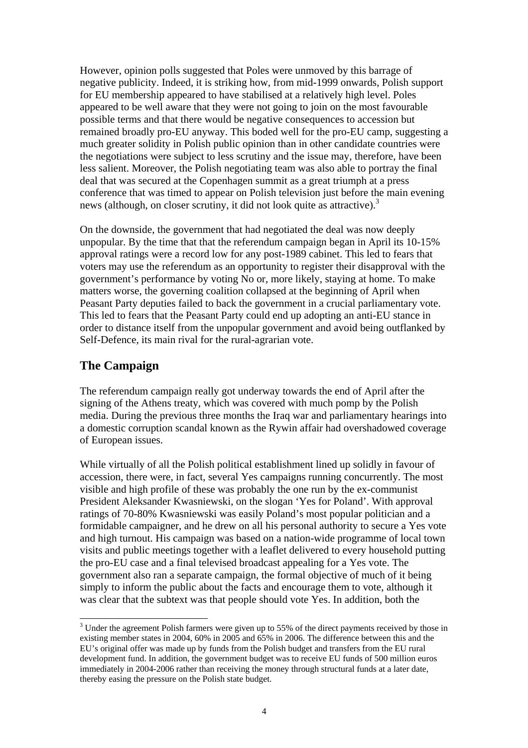However, opinion polls suggested that Poles were unmoved by this barrage of negative publicity. Indeed, it is striking how, from mid-1999 onwards, Polish support for EU membership appeared to have stabilised at a relatively high level. Poles appeared to be well aware that they were not going to join on the most favourable possible terms and that there would be negative consequences to accession but remained broadly pro-EU anyway. This boded well for the pro-EU camp, suggesting a much greater solidity in Polish public opinion than in other candidate countries were the negotiations were subject to less scrutiny and the issue may, therefore, have been less salient. Moreover, the Polish negotiating team was also able to portray the final deal that was secured at the Copenhagen summit as a great triumph at a press conference that was timed to appear on Polish television just before the main evening news (although, on closer scrutiny, it did not look quite as attractive).[3]

On the downside, the government that had negotiated the deal was now deeply unpopular. By the time that that the referendum campaign began in April its 10-15% approval ratings were a record low for any post-1989 cabinet. This led to fears that voters may use the referendum as an opportunity to register their disapproval with the government's performance by voting No or, more likely, staying at home. To make matters worse, the governing coalition collapsed at the beginning of April when Peasant Party deputies failed to back the government in a crucial parliamentary vote. This led to fears that the Peasant Party could end up adopting an anti-EU stance in order to distance itself from the unpopular government and avoid being outflanked by Self-Defence, its main rival for the rural-agrarian vote.

## The Campaign

The referendum campaign really got underway towards the end of April after the signing of the Athens treaty, which was covered with much pomp by the Polish media. During the previous three months the Iraq war and parliamentary hearings into a domestic corruption scandal known as the Rywin affair had overshadowed coverage of European issues.

While virtually of all the Polish political establishment lined up solidly in favour of accession, there were, in fact, several Yes campaigns running concurrently. The most visible and high profile of these was probably the one run by the ex-communist President Aleksander Kwasniewski, on the slogan 'Yes for Poland'. With approval ratings of 70-80% Kwasniewski was easily Poland's most popular politician and a formidable campaigner, and he drew on all his personal authority to secure a Yes vote and high turnout. His campaign was based on a nation-wide programme of local town visits and public meetings together with a leaflet delivered to every household putting the pro-EU case and a final televised broadcast appealing for a Yes vote. The government also ran a separate campaign, the formal objective of much of it being simply to inform the public about the facts and encourage them to vote, although it was clear that the subtext was that people should vote Yes. In addition, both the

[3] Under the agreement Polish farmers were given up to 55% of the direct payments received by those in existing member states in 2004, 60% in 2005 and 65% in 2006. The difference between this and the EU's original offer was made up by funds from the Polish budget and transfers from the EU rural development fund. In addition, the government budget was to receive EU funds of 500 million euros immediately in 2004-2006 rather than receiving the money through structural funds at a later date, thereby easing the pressure on the Polish state budget.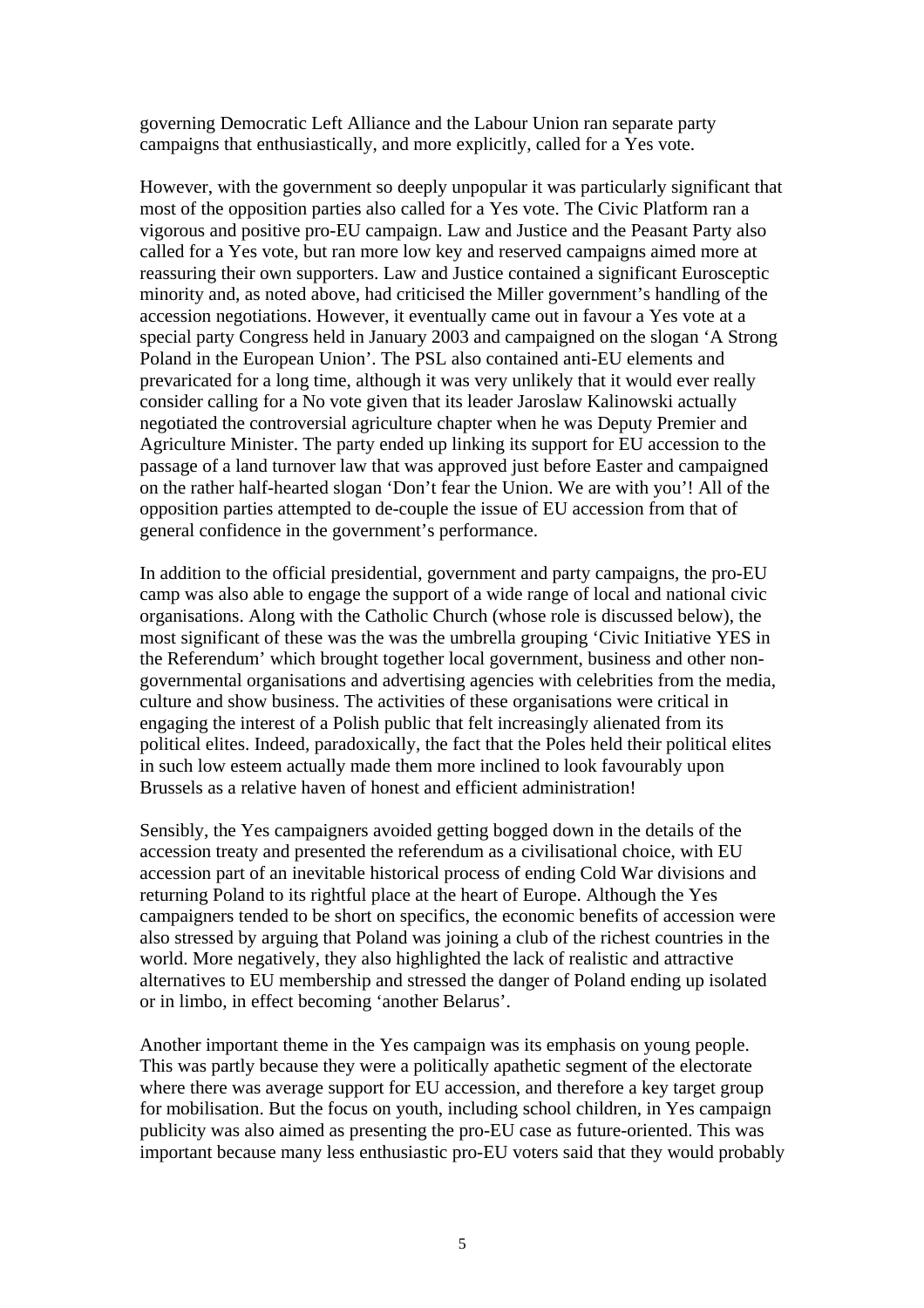governing Democratic Left Alliance and the Labour Union ran separate party campaigns that enthusiastically, and more explicitly, called for a Yes vote.

However, with the government so deeply unpopular it was particularly significant that most of the opposition parties also called for a Yes vote. The Civic Platform ran a vigorous and positive pro-EU campaign. Law and Justice and the Peasant Party also called for a Yes vote, but ran more low key and reserved campaigns aimed more at reassuring their own supporters. Law and Justice contained a significant Eurosceptic minority and, as noted above, had criticised the Miller government's handling of the accession negotiations. However, it eventually came out in favour a Yes vote at a special party Congress held in January 2003 and campaigned on the slogan 'A Strong Poland in the European Union'. The PSL also contained anti-EU elements and prevaricated for a long time, although it was very unlikely that it would ever really consider calling for a No vote given that its leader Jaroslaw Kalinowski actually negotiated the controversial agriculture chapter when he was Deputy Premier and Agriculture Minister. The party ended up linking its support for EU accession to the passage of a land turnover law that was approved just before Easter and campaigned on the rather half-hearted slogan 'Don't fear the Union. We are with you'! All of the opposition parties attempted to de-couple the issue of EU accession from that of general confidence in the government's performance.

In addition to the official presidential, government and party campaigns, the pro-EU camp was also able to engage the support of a wide range of local and national civic organisations. Along with the Catholic Church (whose role is discussed below), the most significant of these was the was the umbrella grouping 'Civic Initiative YES in the Referendum' which brought together local government, business and other non-governmental organisations and advertising agencies with celebrities from the media, culture and show business. The activities of these organisations were critical in engaging the interest of a Polish public that felt increasingly alienated from its political elites. Indeed, paradoxically, the fact that the Poles held their political elites in such low esteem actually made them more inclined to look favourably upon Brussels as a relative haven of honest and efficient administration!

Sensibly, the Yes campaigners avoided getting bogged down in the details of the accession treaty and presented the referendum as a civilisational choice, with EU accession part of an inevitable historical process of ending Cold War divisions and returning Poland to its rightful place at the heart of Europe. Although the Yes campaigners tended to be short on specifics, the economic benefits of accession were also stressed by arguing that Poland was joining a club of the richest countries in the world. More negatively, they also highlighted the lack of realistic and attractive alternatives to EU membership and stressed the danger of Poland ending up isolated or in limbo, in effect becoming 'another Belarus'.

Another important theme in the Yes campaign was its emphasis on young people. This was partly because they were a politically apathetic segment of the electorate where there was average support for EU accession, and therefore a key target group for mobilisation. But the focus on youth, including school children, in Yes campaign publicity was also aimed as presenting the pro-EU case as future-oriented. This was important because many less enthusiastic pro-EU voters said that they would probably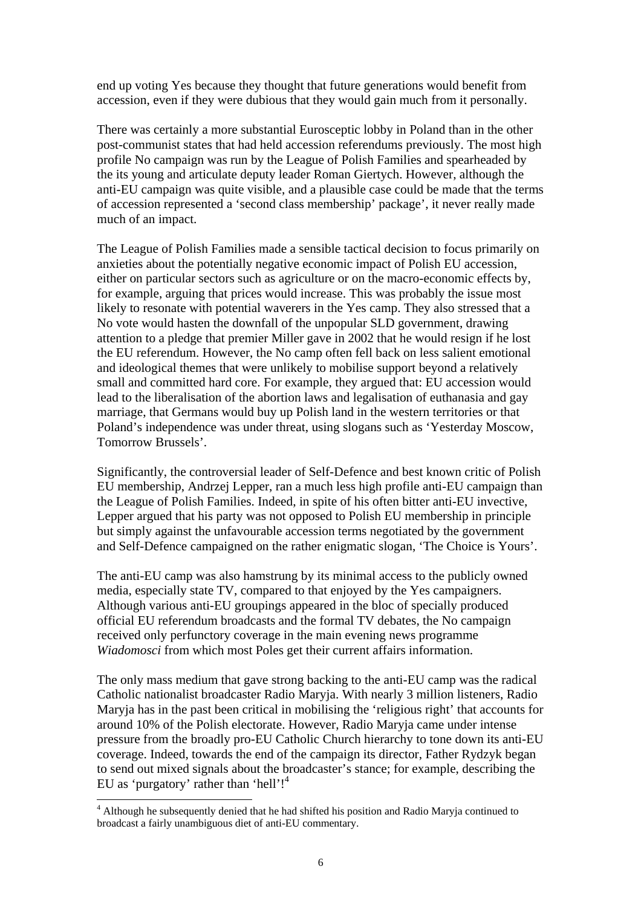end up voting Yes because they thought that future generations would benefit from accession, even if they were dubious that they would gain much from it personally.

There was certainly a more substantial Eurosceptic lobby in Poland than in the other post-communist states that had held accession referendums previously. The most high profile No campaign was run by the League of Polish Families and spearheaded by the its young and articulate deputy leader Roman Giertych. However, although the anti-EU campaign was quite visible, and a plausible case could be made that the terms of accession represented a 'second class membership' package', it never really made much of an impact.

The League of Polish Families made a sensible tactical decision to focus primarily on anxieties about the potentially negative economic impact of Polish EU accession, either on particular sectors such as agriculture or on the macro-economic effects by, for example, arguing that prices would increase. This was probably the issue most likely to resonate with potential waverers in the Yes camp. They also stressed that a No vote would hasten the downfall of the unpopular SLD government, drawing attention to a pledge that premier Miller gave in 2002 that he would resign if he lost the EU referendum. However, the No camp often fell back on less salient emotional and ideological themes that were unlikely to mobilise support beyond a relatively small and committed hard core. For example, they argued that: EU accession would lead to the liberalisation of the abortion laws and legalisation of euthanasia and gay marriage, that Germans would buy up Polish land in the western territories or that Poland's independence was under threat, using slogans such as 'Yesterday Moscow, Tomorrow Brussels'.

Significantly, the controversial leader of Self-Defence and best known critic of Polish EU membership, Andrzej Lepper, ran a much less high profile anti-EU campaign than the League of Polish Families. Indeed, in spite of his often bitter anti-EU invective, Lepper argued that his party was not opposed to Polish EU membership in principle but simply against the unfavourable accession terms negotiated by the government and Self-Defence campaigned on the rather enigmatic slogan, 'The Choice is Yours'.

The anti-EU camp was also hamstrung by its minimal access to the publicly owned media, especially state TV, compared to that enjoyed by the Yes campaigners. Although various anti-EU groupings appeared in the bloc of specially produced official EU referendum broadcasts and the formal TV debates, the No campaign received only perfunctory coverage in the main evening news programme *Wiadomosci* from which most Poles get their current affairs information.

The only mass medium that gave strong backing to the anti-EU camp was the radical Catholic nationalist broadcaster Radio Maryja. With nearly 3 million listeners, Radio Maryja has in the past been critical in mobilising the 'religious right' that accounts for around 10% of the Polish electorate. However, Radio Maryja came under intense pressure from the broadly pro-EU Catholic Church hierarchy to tone down its anti-EU coverage. Indeed, towards the end of the campaign its director, Father Rydzyk began to send out mixed signals about the broadcaster's stance; for example, describing the EU as 'purgatory' rather than 'hell'![4]

---

[4] Although he subsequently denied that he had shifted his position and Radio Maryja continued to broadcast a fairly unambiguous diet of anti-EU commentary.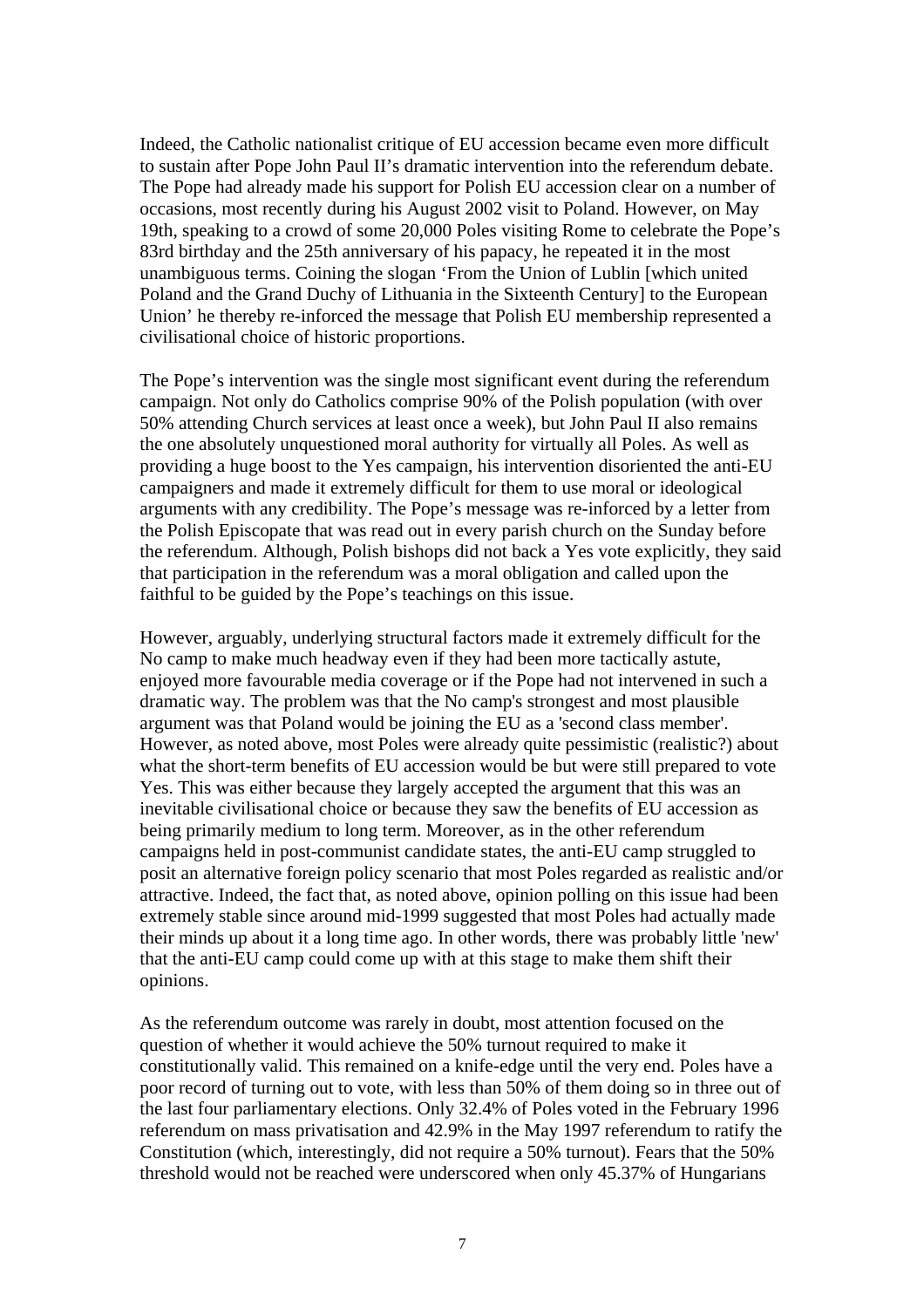Indeed, the Catholic nationalist critique of EU accession became even more difficult to sustain after Pope John Paul II's dramatic intervention into the referendum debate. The Pope had already made his support for Polish EU accession clear on a number of occasions, most recently during his August 2002 visit to Poland. However, on May 19th, speaking to a crowd of some 20,000 Poles visiting Rome to celebrate the Pope's 83rd birthday and the 25th anniversary of his papacy, he repeated it in the most unambiguous terms. Coining the slogan 'From the Union of Lublin [which united Poland and the Grand Duchy of Lithuania in the Sixteenth Century] to the European Union' he thereby re-inforced the message that Polish EU membership represented a civilisational choice of historic proportions.

The Pope's intervention was the single most significant event during the referendum campaign. Not only do Catholics comprise 90% of the Polish population (with over 50% attending Church services at least once a week), but John Paul II also remains the one absolutely unquestioned moral authority for virtually all Poles. As well as providing a huge boost to the Yes campaign, his intervention disoriented the anti-EU campaigners and made it extremely difficult for them to use moral or ideological arguments with any credibility. The Pope's message was re-inforced by a letter from the Polish Episcopate that was read out in every parish church on the Sunday before the referendum. Although, Polish bishops did not back a Yes vote explicitly, they said that participation in the referendum was a moral obligation and called upon the faithful to be guided by the Pope's teachings on this issue.

However, arguably, underlying structural factors made it extremely difficult for the No camp to make much headway even if they had been more tactically astute, enjoyed more favourable media coverage or if the Pope had not intervened in such a dramatic way. The problem was that the No camp's strongest and most plausible argument was that Poland would be joining the EU as a 'second class member'. However, as noted above, most Poles were already quite pessimistic (realistic?) about what the short-term benefits of EU accession would be but were still prepared to vote Yes. This was either because they largely accepted the argument that this was an inevitable civilisational choice or because they saw the benefits of EU accession as being primarily medium to long term. Moreover, as in the other referendum campaigns held in post-communist candidate states, the anti-EU camp struggled to posit an alternative foreign policy scenario that most Poles regarded as realistic and/or attractive. Indeed, the fact that, as noted above, opinion polling on this issue had been extremely stable since around mid-1999 suggested that most Poles had actually made their minds up about it a long time ago. In other words, there was probably little 'new' that the anti-EU camp could come up with at this stage to make them shift their opinions.

As the referendum outcome was rarely in doubt, most attention focused on the question of whether it would achieve the 50% turnout required to make it constitutionally valid. This remained on a knife-edge until the very end. Poles have a poor record of turning out to vote, with less than 50% of them doing so in three out of the last four parliamentary elections. Only 32.4% of Poles voted in the February 1996 referendum on mass privatisation and 42.9% in the May 1997 referendum to ratify the Constitution (which, interestingly, did not require a 50% turnout). Fears that the 50% threshold would not be reached were underscored when only 45.37% of Hungarians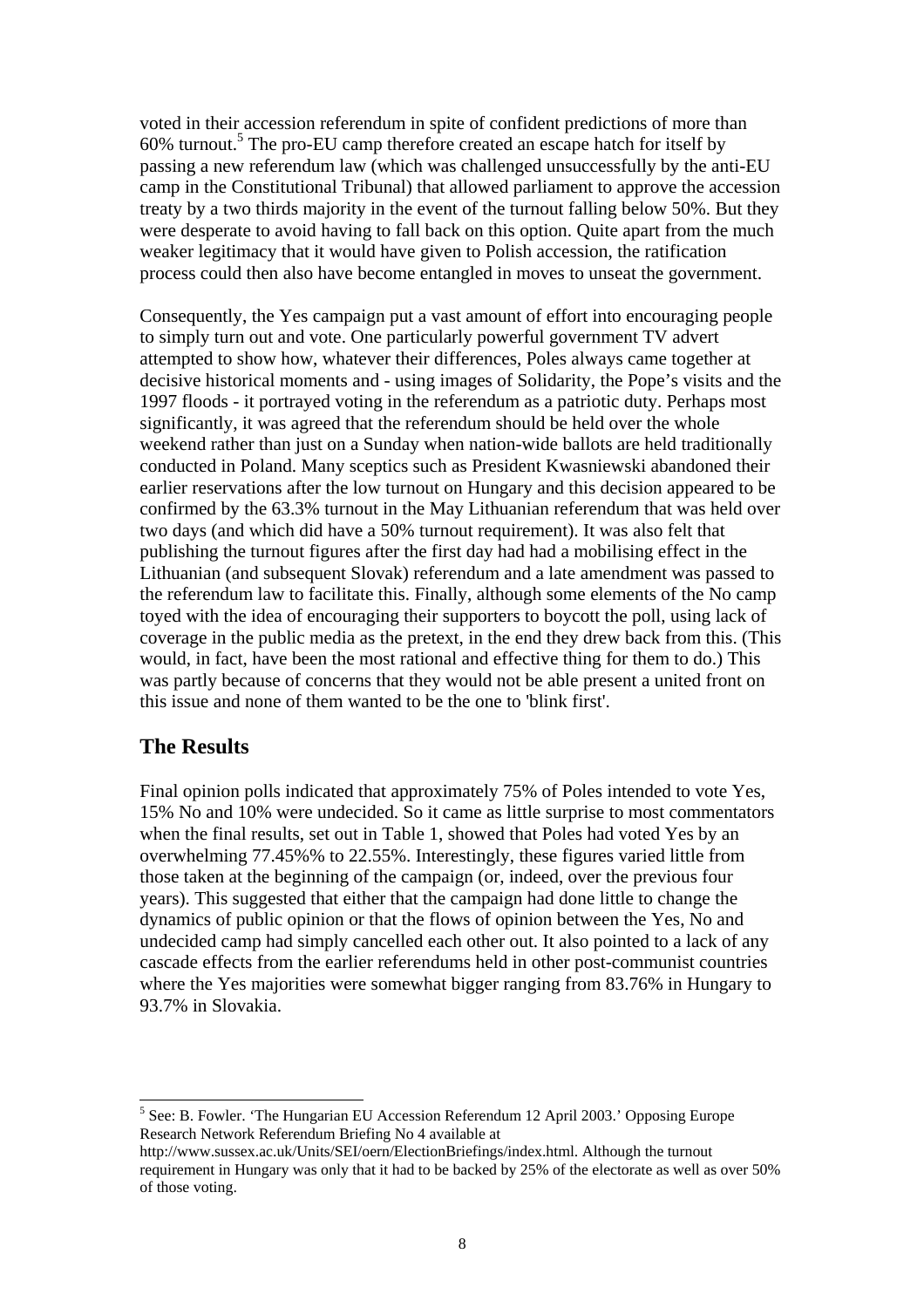voted in their accession referendum in spite of confident predictions of more than 60% turnout.[5] The pro-EU camp therefore created an escape hatch for itself by passing a new referendum law (which was challenged unsuccessfully by the anti-EU camp in the Constitutional Tribunal) that allowed parliament to approve the accession treaty by a two thirds majority in the event of the turnout falling below 50%. But they were desperate to avoid having to fall back on this option. Quite apart from the much weaker legitimacy that it would have given to Polish accession, the ratification process could then also have become entangled in moves to unseat the government.

Consequently, the Yes campaign put a vast amount of effort into encouraging people to simply turn out and vote. One particularly powerful government TV advert attempted to show how, whatever their differences, Poles always came together at decisive historical moments and - using images of Solidarity, the Pope's visits and the 1997 floods - it portrayed voting in the referendum as a patriotic duty. Perhaps most significantly, it was agreed that the referendum should be held over the whole weekend rather than just on a Sunday when nation-wide ballots are held traditionally conducted in Poland. Many sceptics such as President Kwasniewski abandoned their earlier reservations after the low turnout on Hungary and this decision appeared to be confirmed by the 63.3% turnout in the May Lithuanian referendum that was held over two days (and which did have a 50% turnout requirement). It was also felt that publishing the turnout figures after the first day had had a mobilising effect in the Lithuanian (and subsequent Slovak) referendum and a late amendment was passed to the referendum law to facilitate this. Finally, although some elements of the No camp toyed with the idea of encouraging their supporters to boycott the poll, using lack of coverage in the public media as the pretext, in the end they drew back from this. (This would, in fact, have been the most rational and effective thing for them to do.) This was partly because of concerns that they would not be able present a united front on this issue and none of them wanted to be the one to 'blink first'.

## The Results

Final opinion polls indicated that approximately 75% of Poles intended to vote Yes, 15% No and 10% were undecided. So it came as little surprise to most commentators when the final results, set out in Table 1, showed that Poles had voted Yes by an overwhelming 77.45%% to 22.55%. Interestingly, these figures varied little from those taken at the beginning of the campaign (or, indeed, over the previous four years). This suggested that either that the campaign had done little to change the dynamics of public opinion or that the flows of opinion between the Yes, No and undecided camp had simply cancelled each other out. It also pointed to a lack of any cascade effects from the earlier referendums held in other post-communist countries where the Yes majorities were somewhat bigger ranging from 83.76% in Hungary to 93.7% in Slovakia.

---

[5] See: B. Fowler. 'The Hungarian EU Accession Referendum 12 April 2003.' Opposing Europe Research Network Referendum Briefing No 4 available at http://www.sussex.ac.uk/Units/SEI/oern/ElectionBriefings/index.html. Although the turnout requirement in Hungary was only that it had to be backed by 25% of the electorate as well as over 50% of those voting.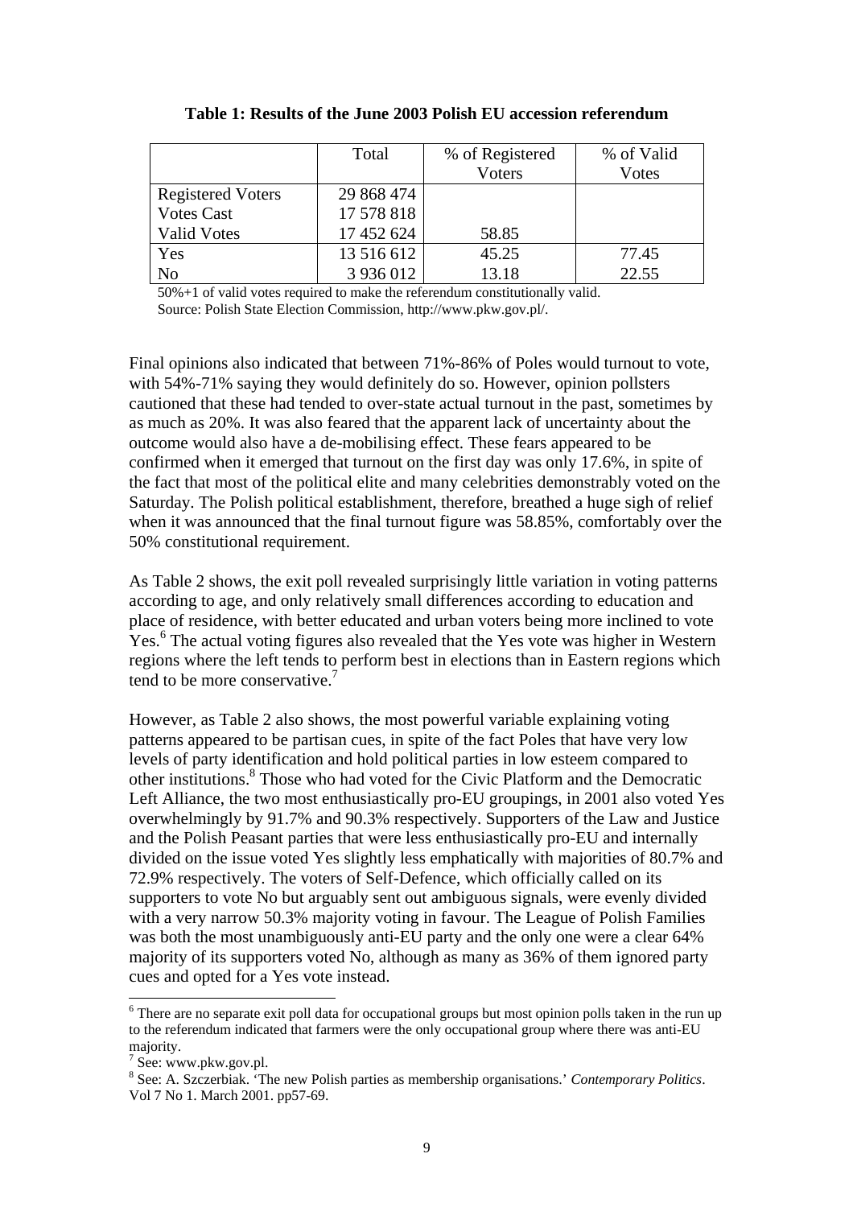**Table 1: Results of the June 2003 Polish EU accession referendum**

| | Total | % of Registered Voters | % of Valid Votes |
|---|---|---|---|
| Registered Voters | 29 868 474 | | |
| Votes Cast | 17 578 818 | | |
| Valid Votes | 17 452 624 | 58.85 | |
| Yes | 13 516 612 | 45.25 | 77.45 |
| No | 3 936 012 | 13.18 | 22.55 |

50%+1 of valid votes required to make the referendum constitutionally valid.
Source: Polish State Election Commission, http://www.pkw.gov.pl/.

Final opinions also indicated that between 71%-86% of Poles would turnout to vote, with 54%-71% saying they would definitely do so. However, opinion pollsters cautioned that these had tended to over-state actual turnout in the past, sometimes by as much as 20%. It was also feared that the apparent lack of uncertainty about the outcome would also have a de-mobilising effect. These fears appeared to be confirmed when it emerged that turnout on the first day was only 17.6%, in spite of the fact that most of the political elite and many celebrities demonstrably voted on the Saturday. The Polish political establishment, therefore, breathed a huge sigh of relief when it was announced that the final turnout figure was 58.85%, comfortably over the 50% constitutional requirement.

As Table 2 shows, the exit poll revealed surprisingly little variation in voting patterns according to age, and only relatively small differences according to education and place of residence, with better educated and urban voters being more inclined to vote Yes.[6] The actual voting figures also revealed that the Yes vote was higher in Western regions where the left tends to perform best in elections than in Eastern regions which tend to be more conservative.[7]

However, as Table 2 also shows, the most powerful variable explaining voting patterns appeared to be partisan cues, in spite of the fact Poles that have very low levels of party identification and hold political parties in low esteem compared to other institutions.[8] Those who had voted for the Civic Platform and the Democratic Left Alliance, the two most enthusiastically pro-EU groupings, in 2001 also voted Yes overwhelmingly by 91.7% and 90.3% respectively. Supporters of the Law and Justice and the Polish Peasant parties that were less enthusiastically pro-EU and internally divided on the issue voted Yes slightly less emphatically with majorities of 80.7% and 72.9% respectively. The voters of Self-Defence, which officially called on its supporters to vote No but arguably sent out ambiguous signals, were evenly divided with a very narrow 50.3% majority voting in favour. The League of Polish Families was both the most unambiguously anti-EU party and the only one were a clear 64% majority of its supporters voted No, although as many as 36% of them ignored party cues and opted for a Yes vote instead.

[6] There are no separate exit poll data for occupational groups but most opinion polls taken in the run up to the referendum indicated that farmers were the only occupational group where there was anti-EU majority.

[7] See: www.pkw.gov.pl.

[8] See: A. Szczerbiak. 'The new Polish parties as membership organisations.' *Contemporary Politics*. Vol 7 No 1. March 2001. pp57-69.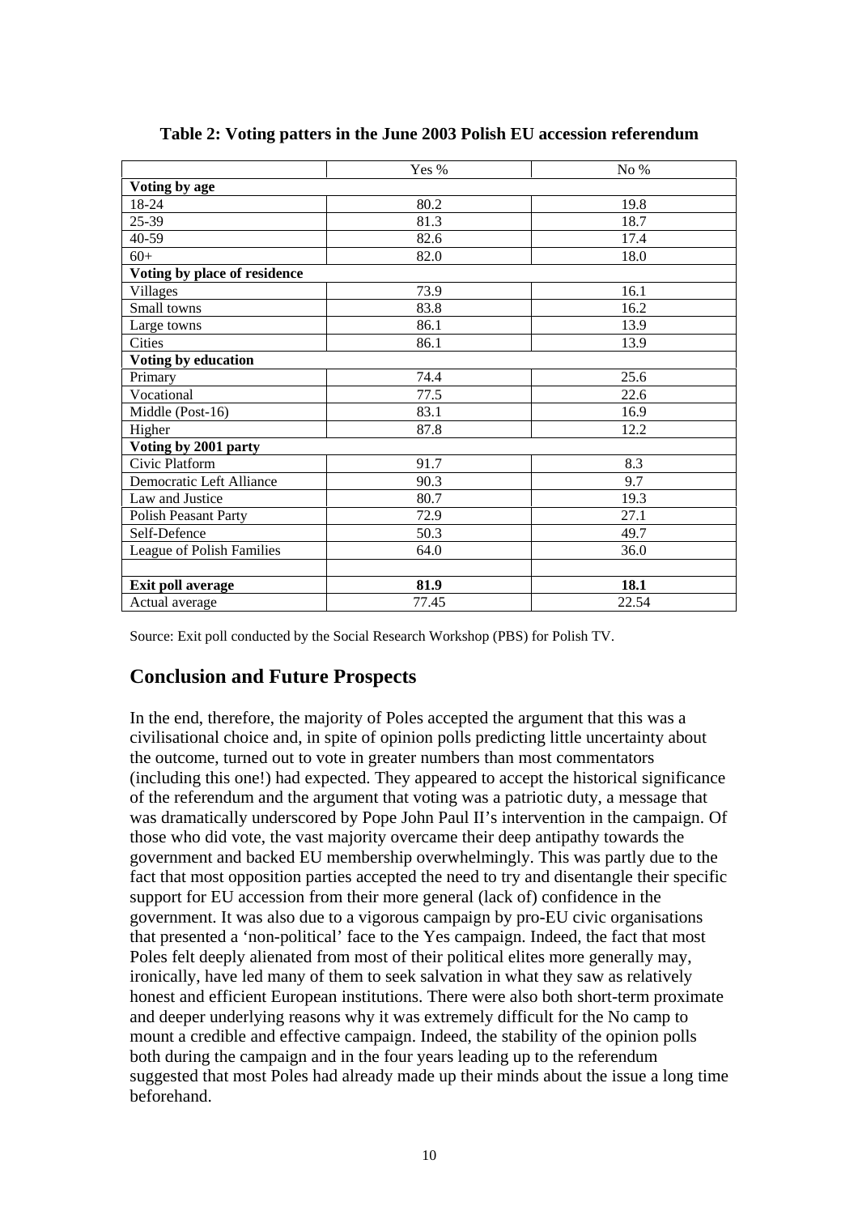**Table 2: Voting patters in the June 2003 Polish EU accession referendum**

| | Yes % | No % |
|---|---|---|
| **Voting by age** | | |
| 18-24 | 80.2 | 19.8 |
| 25-39 | 81.3 | 18.7 |
| 40-59 | 82.6 | 17.4 |
| 60+ | 82.0 | 18.0 |
| **Voting by place of residence** | | |
| Villages | 73.9 | 16.1 |
| Small towns | 83.8 | 16.2 |
| Large towns | 86.1 | 13.9 |
| Cities | 86.1 | 13.9 |
| **Voting by education** | | |
| Primary | 74.4 | 25.6 |
| Vocational | 77.5 | 22.6 |
| Middle (Post-16) | 83.1 | 16.9 |
| Higher | 87.8 | 12.2 |
| **Voting by 2001 party** | | |
| Civic Platform | 91.7 | 8.3 |
| Democratic Left Alliance | 90.3 | 9.7 |
| Law and Justice | 80.7 | 19.3 |
| Polish Peasant Party | 72.9 | 27.1 |
| Self-Defence | 50.3 | 49.7 |
| League of Polish Families | 64.0 | 36.0 |
| | | |
| **Exit poll average** | **81.9** | **18.1** |
| Actual average | 77.45 | 22.54 |

Source: Exit poll conducted by the Social Research Workshop (PBS) for Polish TV.

## Conclusion and Future Prospects

In the end, therefore, the majority of Poles accepted the argument that this was a civilisational choice and, in spite of opinion polls predicting little uncertainty about the outcome, turned out to vote in greater numbers than most commentators (including this one!) had expected. They appeared to accept the historical significance of the referendum and the argument that voting was a patriotic duty, a message that was dramatically underscored by Pope John Paul II's intervention in the campaign. Of those who did vote, the vast majority overcame their deep antipathy towards the government and backed EU membership overwhelmingly. This was partly due to the fact that most opposition parties accepted the need to try and disentangle their specific support for EU accession from their more general (lack of) confidence in the government. It was also due to a vigorous campaign by pro-EU civic organisations that presented a 'non-political' face to the Yes campaign. Indeed, the fact that most Poles felt deeply alienated from most of their political elites more generally may, ironically, have led many of them to seek salvation in what they saw as relatively honest and efficient European institutions. There were also both short-term proximate and deeper underlying reasons why it was extremely difficult for the No camp to mount a credible and effective campaign. Indeed, the stability of the opinion polls both during the campaign and in the four years leading up to the referendum suggested that most Poles had already made up their minds about the issue a long time beforehand.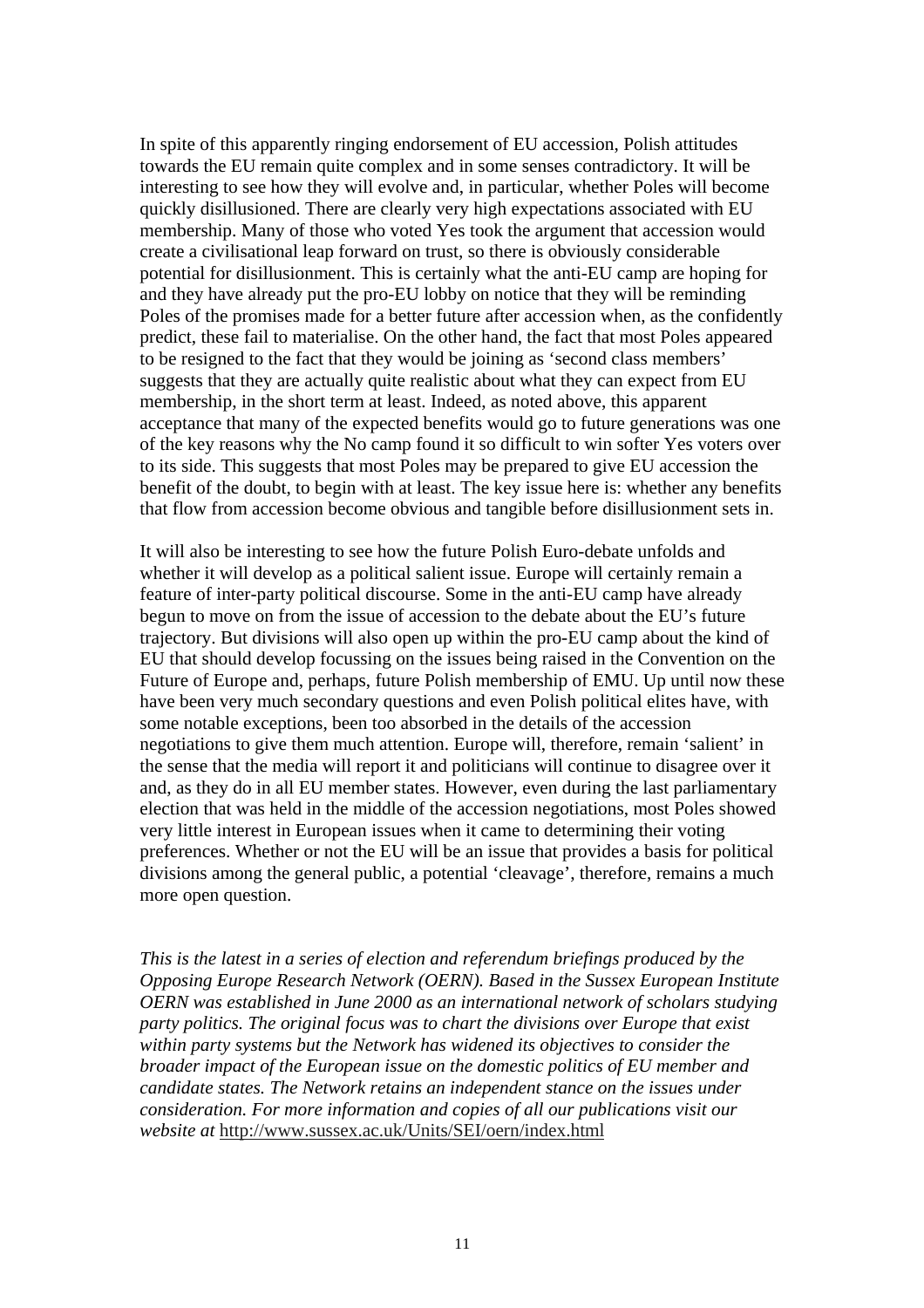In spite of this apparently ringing endorsement of EU accession, Polish attitudes towards the EU remain quite complex and in some senses contradictory. It will be interesting to see how they will evolve and, in particular, whether Poles will become quickly disillusioned. There are clearly very high expectations associated with EU membership. Many of those who voted Yes took the argument that accession would create a civilisational leap forward on trust, so there is obviously considerable potential for disillusionment. This is certainly what the anti-EU camp are hoping for and they have already put the pro-EU lobby on notice that they will be reminding Poles of the promises made for a better future after accession when, as the confidently predict, these fail to materialise. On the other hand, the fact that most Poles appeared to be resigned to the fact that they would be joining as 'second class members' suggests that they are actually quite realistic about what they can expect from EU membership, in the short term at least. Indeed, as noted above, this apparent acceptance that many of the expected benefits would go to future generations was one of the key reasons why the No camp found it so difficult to win softer Yes voters over to its side. This suggests that most Poles may be prepared to give EU accession the benefit of the doubt, to begin with at least. The key issue here is: whether any benefits that flow from accession become obvious and tangible before disillusionment sets in.

It will also be interesting to see how the future Polish Euro-debate unfolds and whether it will develop as a political salient issue. Europe will certainly remain a feature of inter-party political discourse. Some in the anti-EU camp have already begun to move on from the issue of accession to the debate about the EU's future trajectory. But divisions will also open up within the pro-EU camp about the kind of EU that should develop focussing on the issues being raised in the Convention on the Future of Europe and, perhaps, future Polish membership of EMU. Up until now these have been very much secondary questions and even Polish political elites have, with some notable exceptions, been too absorbed in the details of the accession negotiations to give them much attention. Europe will, therefore, remain 'salient' in the sense that the media will report it and politicians will continue to disagree over it and, as they do in all EU member states. However, even during the last parliamentary election that was held in the middle of the accession negotiations, most Poles showed very little interest in European issues when it came to determining their voting preferences. Whether or not the EU will be an issue that provides a basis for political divisions among the general public, a potential 'cleavage', therefore, remains a much more open question.

*This is the latest in a series of election and referendum briefings produced by the Opposing Europe Research Network (OERN). Based in the Sussex European Institute OERN was established in June 2000 as an international network of scholars studying party politics. The original focus was to chart the divisions over Europe that exist within party systems but the Network has widened its objectives to consider the broader impact of the European issue on the domestic politics of EU member and candidate states. The Network retains an independent stance on the issues under consideration. For more information and copies of all our publications visit our website at* http://www.sussex.ac.uk/Units/SEI/oern/index.html